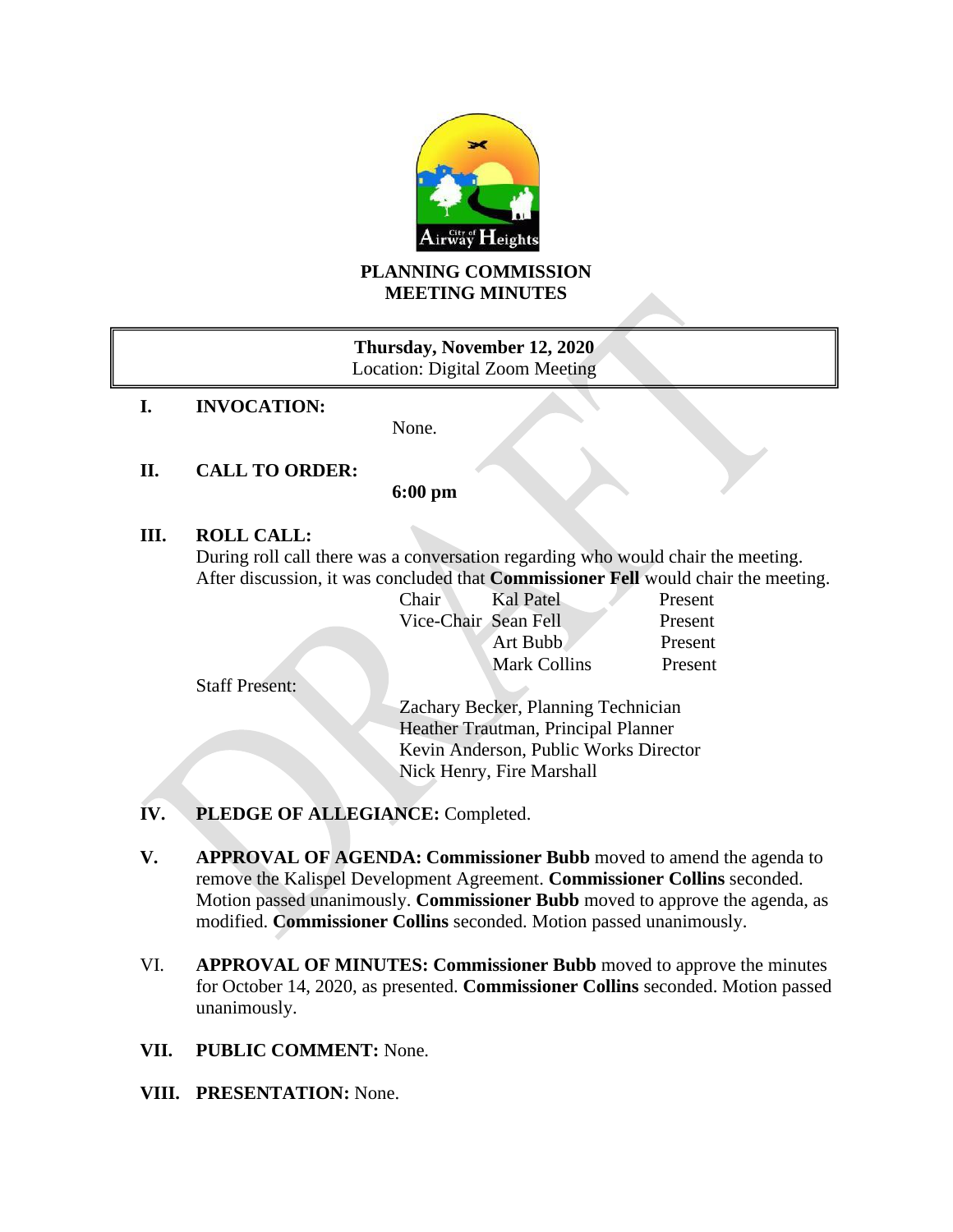# PLANNING COMMISSION MEETING MINUTES

**Thursday, November 12, 2020**
Location: Digital Zoom Meeting

**I. INVOCATION:**

None.

**II. CALL TO ORDER:**

**6:00 pm**

**III. ROLL CALL:**

During roll call there was a conversation regarding who would chair the meeting. After discussion, it was concluded that **Commissioner Fell** would chair the meeting.

| | | |
|---|---|---|
| Chair | Kal Patel | Present |
| Vice-Chair | Sean Fell | Present |
| | Art Bubb | Present |
| | Mark Collins | Present |

Staff Present:

Zachary Becker, Planning Technician
Heather Trautman, Principal Planner
Kevin Anderson, Public Works Director
Nick Henry, Fire Marshall

**IV. PLEDGE OF ALLEGIANCE:** Completed.

**V. APPROVAL OF AGENDA: Commissioner Bubb** moved to amend the agenda to remove the Kalispel Development Agreement. **Commissioner Collins** seconded. Motion passed unanimously. **Commissioner Bubb** moved to approve the agenda, as modified. **Commissioner Collins** seconded. Motion passed unanimously.

VI. **APPROVAL OF MINUTES: Commissioner Bubb** moved to approve the minutes for October 14, 2020, as presented. **Commissioner Collins** seconded. Motion passed unanimously.

**VII. PUBLIC COMMENT:** None.

**VIII. PRESENTATION:** None.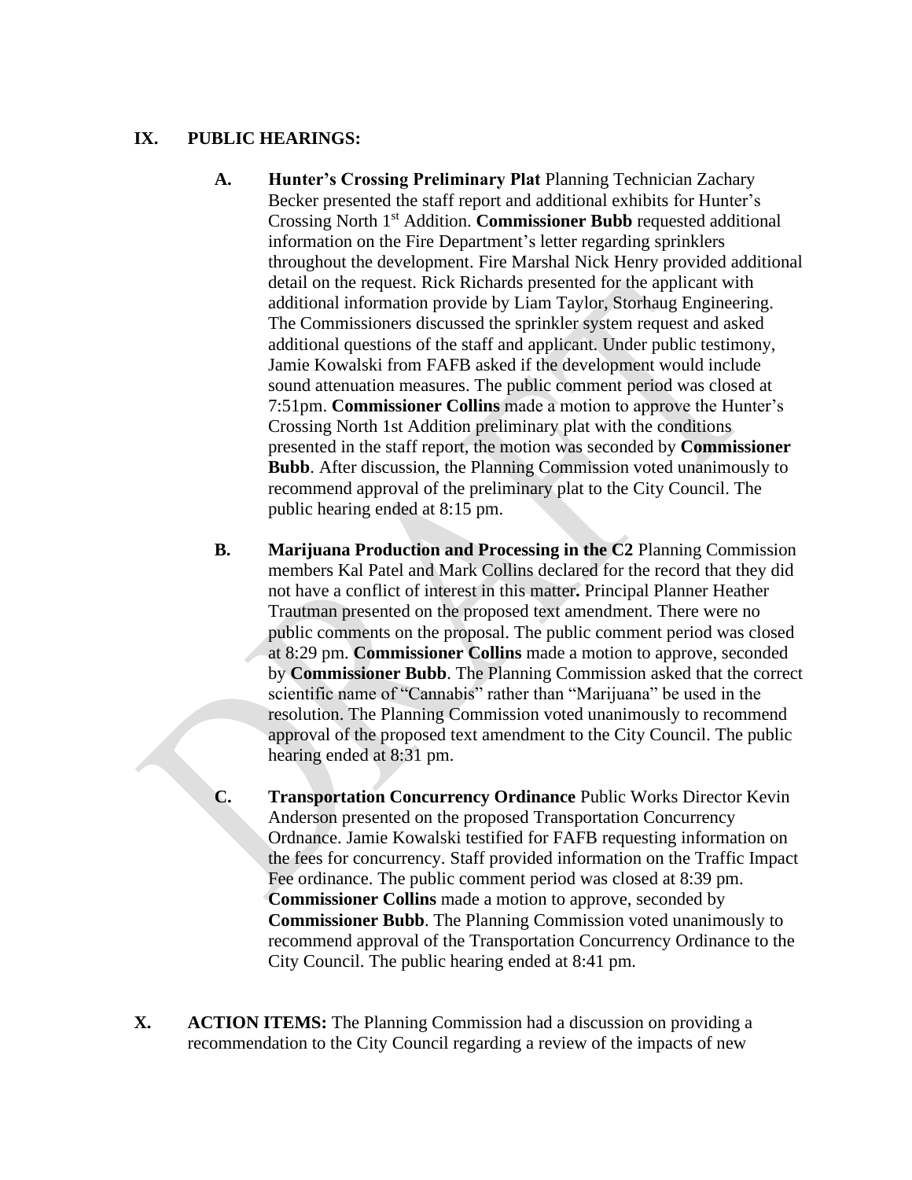## IX. PUBLIC HEARINGS:

**A. Hunter's Crossing Preliminary Plat** Planning Technician Zachary Becker presented the staff report and additional exhibits for Hunter's Crossing North 1st Addition. **Commissioner Bubb** requested additional information on the Fire Department's letter regarding sprinklers throughout the development. Fire Marshal Nick Henry provided additional detail on the request. Rick Richards presented for the applicant with additional information provide by Liam Taylor, Storhaug Engineering. The Commissioners discussed the sprinkler system request and asked additional questions of the staff and applicant. Under public testimony, Jamie Kowalski from FAFB asked if the development would include sound attenuation measures. The public comment period was closed at 7:51pm. **Commissioner Collins** made a motion to approve the Hunter's Crossing North 1st Addition preliminary plat with the conditions presented in the staff report, the motion was seconded by **Commissioner Bubb**. After discussion, the Planning Commission voted unanimously to recommend approval of the preliminary plat to the City Council. The public hearing ended at 8:15 pm.

**B. Marijuana Production and Processing in the C2** Planning Commission members Kal Patel and Mark Collins declared for the record that they did not have a conflict of interest in this matter**.** Principal Planner Heather Trautman presented on the proposed text amendment. There were no public comments on the proposal. The public comment period was closed at 8:29 pm. **Commissioner Collins** made a motion to approve, seconded by **Commissioner Bubb**. The Planning Commission asked that the correct scientific name of "Cannabis" rather than "Marijuana" be used in the resolution. The Planning Commission voted unanimously to recommend approval of the proposed text amendment to the City Council. The public hearing ended at 8:31 pm.

**C. Transportation Concurrency Ordinance** Public Works Director Kevin Anderson presented on the proposed Transportation Concurrency Ordnance. Jamie Kowalski testified for FAFB requesting information on the fees for concurrency. Staff provided information on the Traffic Impact Fee ordinance. The public comment period was closed at 8:39 pm. **Commissioner Collins** made a motion to approve, seconded by **Commissioner Bubb**. The Planning Commission voted unanimously to recommend approval of the Transportation Concurrency Ordinance to the City Council. The public hearing ended at 8:41 pm.

**X. ACTION ITEMS:** The Planning Commission had a discussion on providing a recommendation to the City Council regarding a review of the impacts of new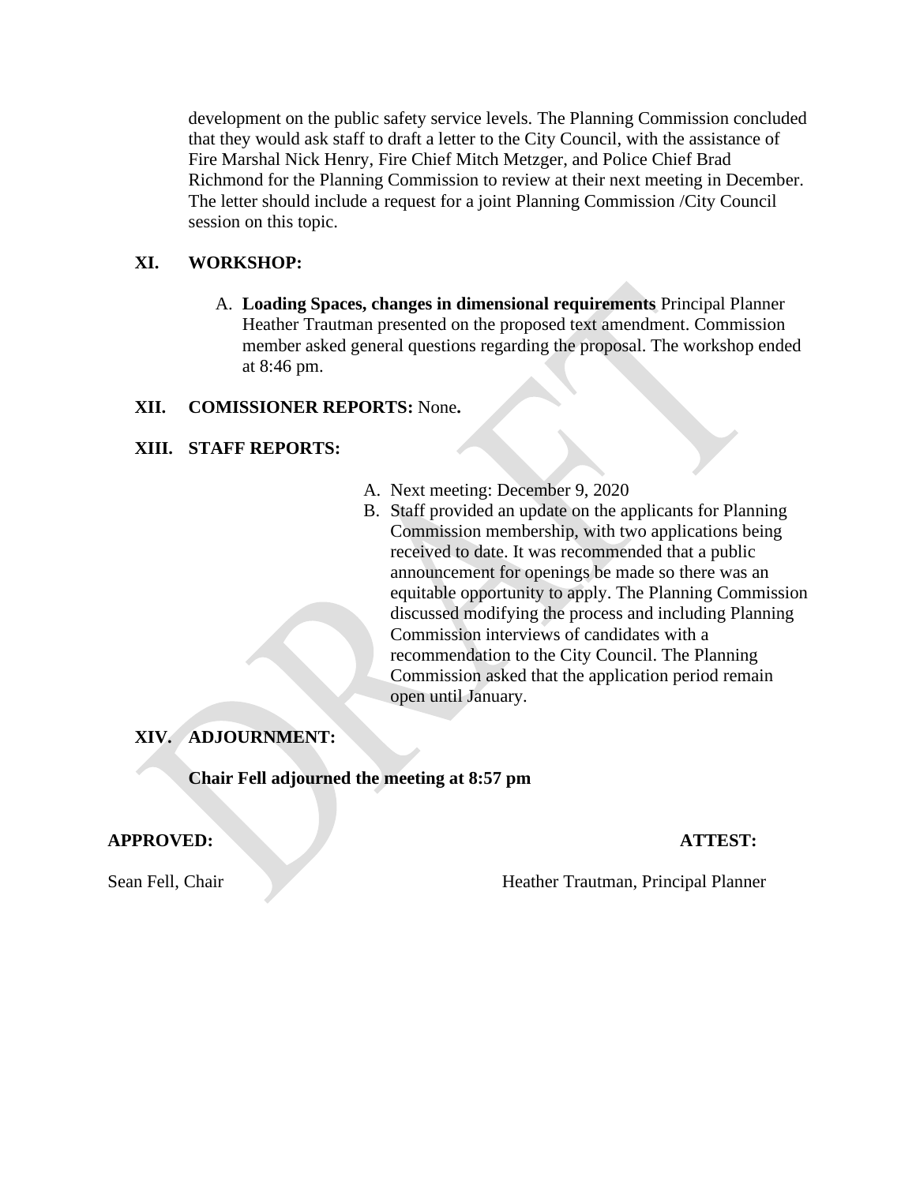development on the public safety service levels. The Planning Commission concluded that they would ask staff to draft a letter to the City Council, with the assistance of Fire Marshal Nick Henry, Fire Chief Mitch Metzger, and Police Chief Brad Richmond for the Planning Commission to review at their next meeting in December. The letter should include a request for a joint Planning Commission /City Council session on this topic.

**XI. WORKSHOP:**

A. **Loading Spaces, changes in dimensional requirements** Principal Planner Heather Trautman presented on the proposed text amendment. Commission member asked general questions regarding the proposal. The workshop ended at 8:46 pm.

**XII. COMISSIONER REPORTS:** None**.**

**XIII. STAFF REPORTS:**

A. Next meeting: December 9, 2020
B. Staff provided an update on the applicants for Planning Commission membership, with two applications being received to date. It was recommended that a public announcement for openings be made so there was an equitable opportunity to apply. The Planning Commission discussed modifying the process and including Planning Commission interviews of candidates with a recommendation to the City Council. The Planning Commission asked that the application period remain open until January.

**XIV. ADJOURNMENT:**

**Chair Fell adjourned the meeting at 8:57 pm**

**APPROVED:** **ATTEST:**

Sean Fell, Chair Heather Trautman, Principal Planner